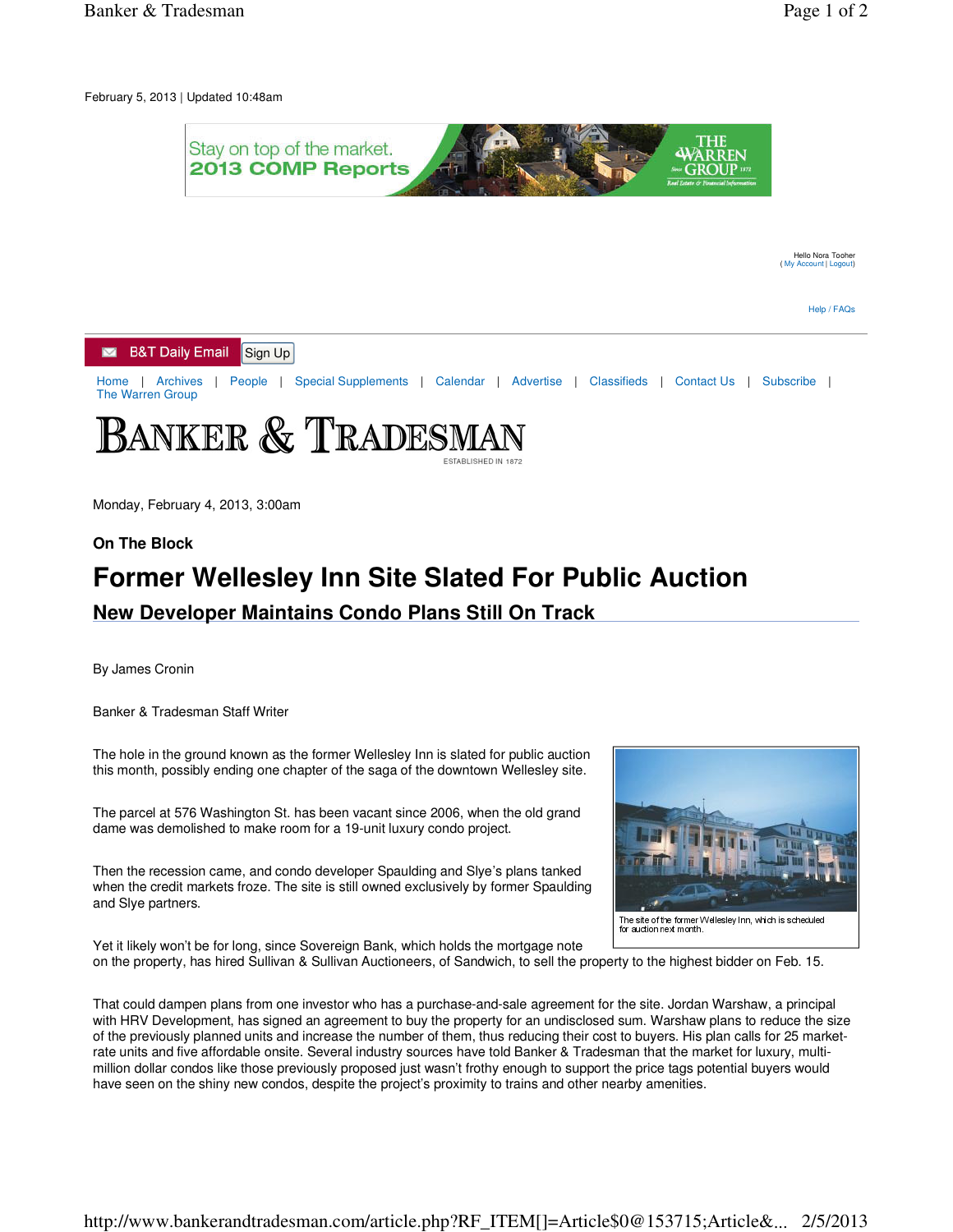February 5, 2013 | Updated 10:48am

Hello Nora Tooher
( My Account | Logout)

Help / FAQs

B&T Daily Email Sign Up

Home | Archives | People | Special Supplements | Calendar | Advertise | Classifieds | Contact Us | Subscribe | The Warren Group

# BANKER & TRADESMAN

ESTABLISHED IN 1872

Monday, February 4, 2013, 3:00am

**On The Block**

# Former Wellesley Inn Site Slated For Public Auction

## New Developer Maintains Condo Plans Still On Track

By James Cronin

Banker & Tradesman Staff Writer

The hole in the ground known as the former Wellesley Inn is slated for public auction this month, possibly ending one chapter of the saga of the downtown Wellesley site.

The parcel at 576 Washington St. has been vacant since 2006, when the old grand dame was demolished to make room for a 19-unit luxury condo project.

Then the recession came, and condo developer Spaulding and Slye's plans tanked when the credit markets froze. The site is still owned exclusively by former Spaulding and Slye partners.

The site of the former Wellesley Inn, which is scheduled for auction next month.

Yet it likely won't be for long, since Sovereign Bank, which holds the mortgage note on the property, has hired Sullivan & Sullivan Auctioneers, of Sandwich, to sell the property to the highest bidder on Feb. 15.

That could dampen plans from one investor who has a purchase-and-sale agreement for the site. Jordan Warshaw, a principal with HRV Development, has signed an agreement to buy the property for an undisclosed sum. Warshaw plans to reduce the size of the previously planned units and increase the number of them, thus reducing their cost to buyers. His plan calls for 25 market-rate units and five affordable onsite. Several industry sources have told Banker & Tradesman that the market for luxury, multi-million dollar condos like those previously proposed just wasn't frothy enough to support the price tags potential buyers would have seen on the shiny new condos, despite the project's proximity to trains and other nearby amenities.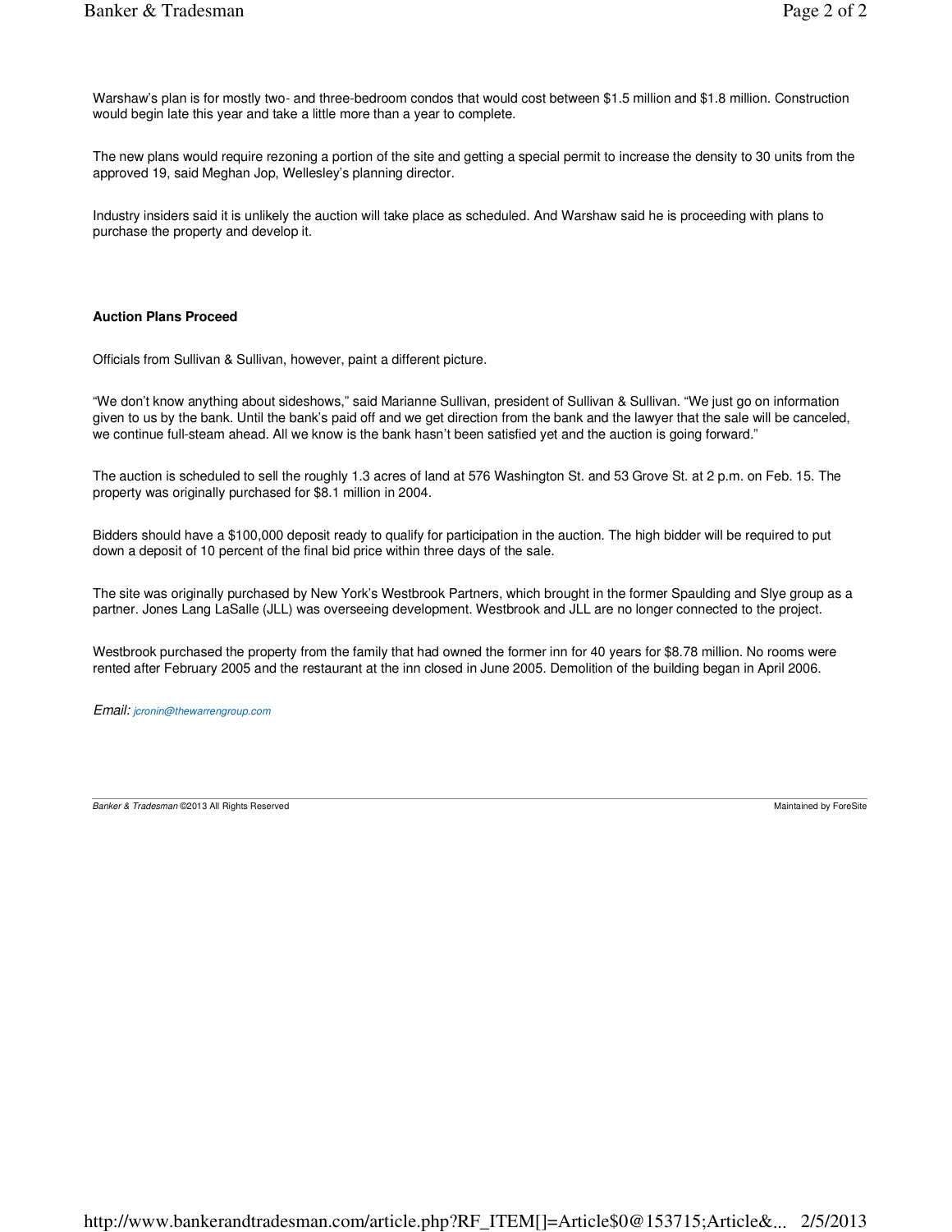Warshaw's plan is for mostly two- and three-bedroom condos that would cost between $1.5 million and $1.8 million. Construction would begin late this year and take a little more than a year to complete.

The new plans would require rezoning a portion of the site and getting a special permit to increase the density to 30 units from the approved 19, said Meghan Jop, Wellesley's planning director.

Industry insiders said it is unlikely the auction will take place as scheduled. And Warshaw said he is proceeding with plans to purchase the property and develop it.

**Auction Plans Proceed**

Officials from Sullivan & Sullivan, however, paint a different picture.

"We don't know anything about sideshows," said Marianne Sullivan, president of Sullivan & Sullivan. "We just go on information given to us by the bank. Until the bank's paid off and we get direction from the bank and the lawyer that the sale will be canceled, we continue full-steam ahead. All we know is the bank hasn't been satisfied yet and the auction is going forward."

The auction is scheduled to sell the roughly 1.3 acres of land at 576 Washington St. and 53 Grove St. at 2 p.m. on Feb. 15. The property was originally purchased for $8.1 million in 2004.

Bidders should have a $100,000 deposit ready to qualify for participation in the auction. The high bidder will be required to put down a deposit of 10 percent of the final bid price within three days of the sale.

The site was originally purchased by New York's Westbrook Partners, which brought in the former Spaulding and Slye group as a partner. Jones Lang LaSalle (JLL) was overseeing development. Westbrook and JLL are no longer connected to the project.

Westbrook purchased the property from the family that had owned the former inn for 40 years for $8.78 million. No rooms were rented after February 2005 and the restaurant at the inn closed in June 2005. Demolition of the building began in April 2006.

*Email:* jcronin@thewarrengroup.com